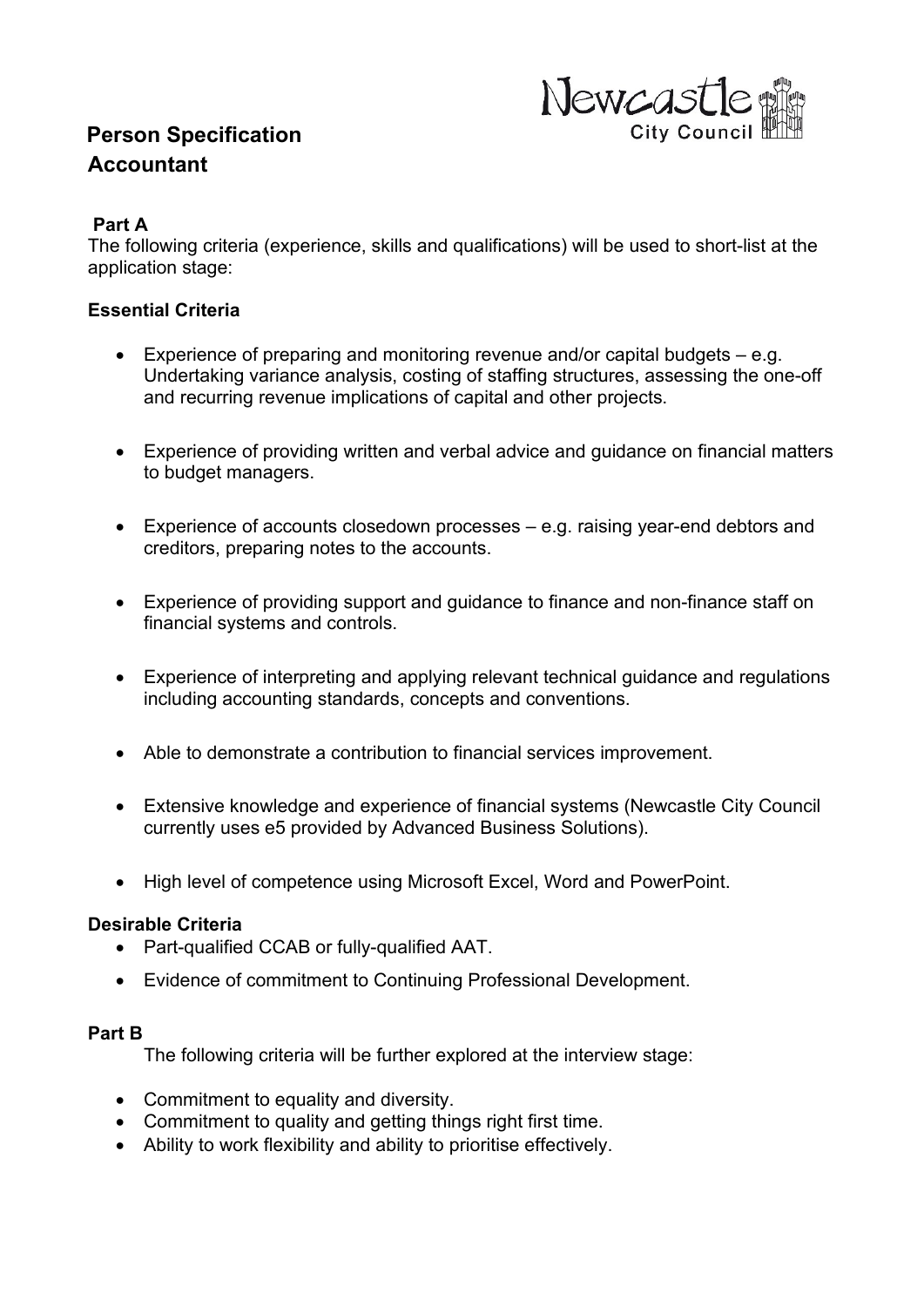# Person Specification
# Accountant

## Part A

The following criteria (experience, skills and qualifications) will be used to short-list at the application stage:

### Essential Criteria

- Experience of preparing and monitoring revenue and/or capital budgets – e.g. Undertaking variance analysis, costing of staffing structures, assessing the one-off and recurring revenue implications of capital and other projects.
- Experience of providing written and verbal advice and guidance on financial matters to budget managers.
- Experience of accounts closedown processes – e.g. raising year-end debtors and creditors, preparing notes to the accounts.
- Experience of providing support and guidance to finance and non-finance staff on financial systems and controls.
- Experience of interpreting and applying relevant technical guidance and regulations including accounting standards, concepts and conventions.
- Able to demonstrate a contribution to financial services improvement.
- Extensive knowledge and experience of financial systems (Newcastle City Council currently uses e5 provided by Advanced Business Solutions).
- High level of competence using Microsoft Excel, Word and PowerPoint.

### Desirable Criteria

- Part-qualified CCAB or fully-qualified AAT.
- Evidence of commitment to Continuing Professional Development.

## Part B

The following criteria will be further explored at the interview stage:

- Commitment to equality and diversity.
- Commitment to quality and getting things right first time.
- Ability to work flexibility and ability to prioritise effectively.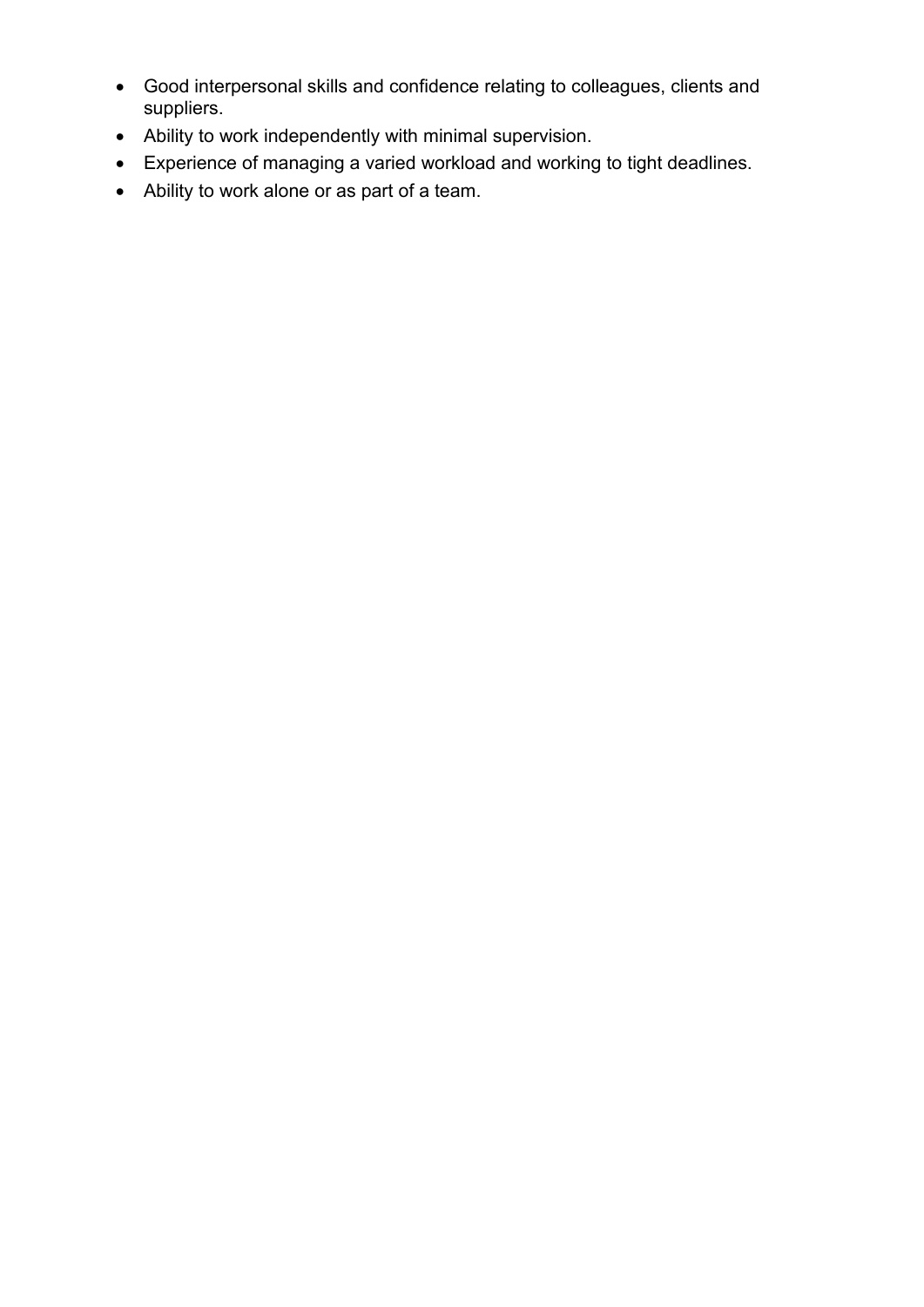- Good interpersonal skills and confidence relating to colleagues, clients and suppliers.
- Ability to work independently with minimal supervision.
- Experience of managing a varied workload and working to tight deadlines.
- Ability to work alone or as part of a team.